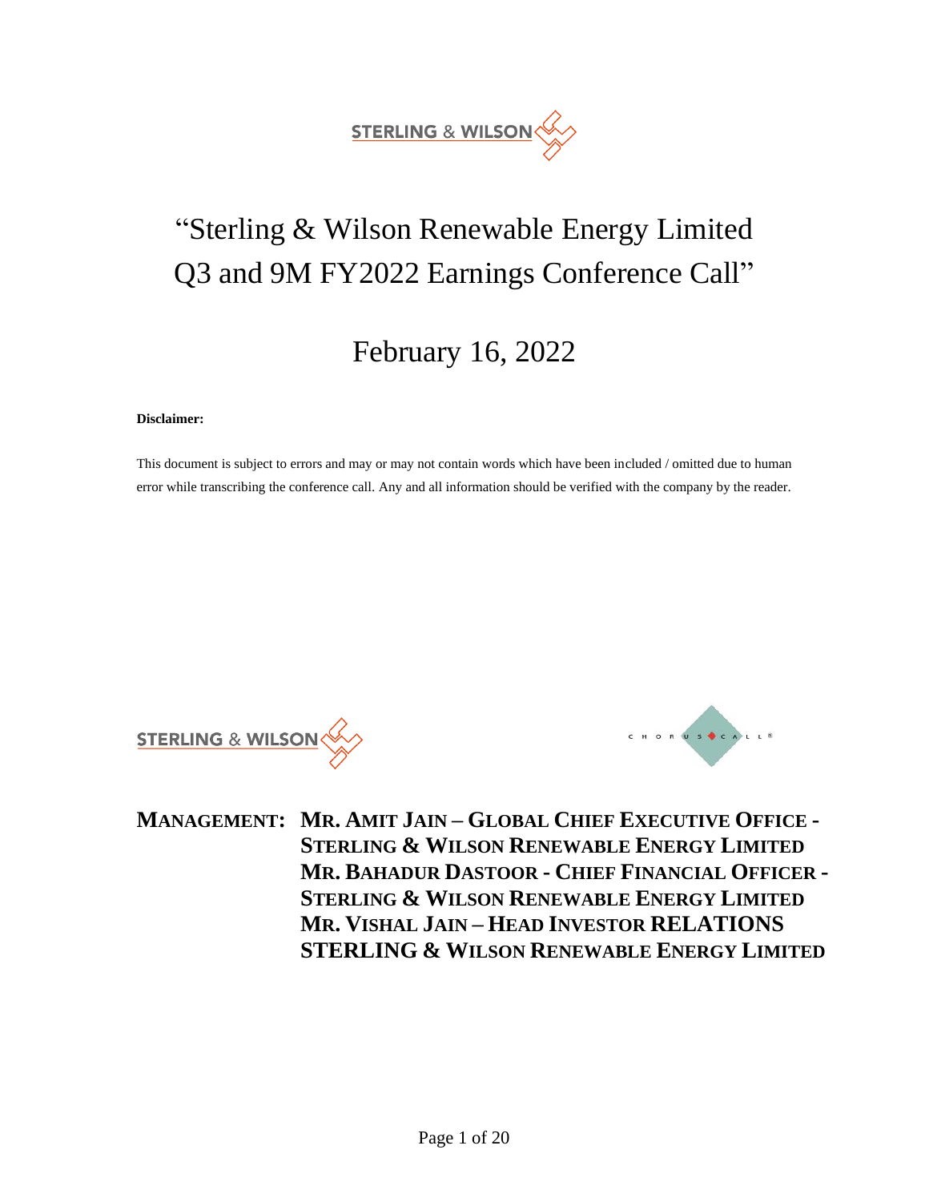# "Sterling & Wilson Renewable Energy Limited Q3 and 9M FY2022 Earnings Conference Call"

## February 16, 2022

**Disclaimer:**

This document is subject to errors and may or may not contain words which have been included / omitted due to human error while transcribing the conference call. Any and all information should be verified with the company by the reader.

**MANAGEMENT:** **MR. AMIT JAIN – GLOBAL CHIEF EXECUTIVE OFFICE - STERLING & WILSON RENEWABLE ENERGY LIMITED**
**MR. BAHADUR DASTOOR - CHIEF FINANCIAL OFFICER - STERLING & WILSON RENEWABLE ENERGY LIMITED**
**MR. VISHAL JAIN – HEAD INVESTOR RELATIONS STERLING & WILSON RENEWABLE ENERGY LIMITED**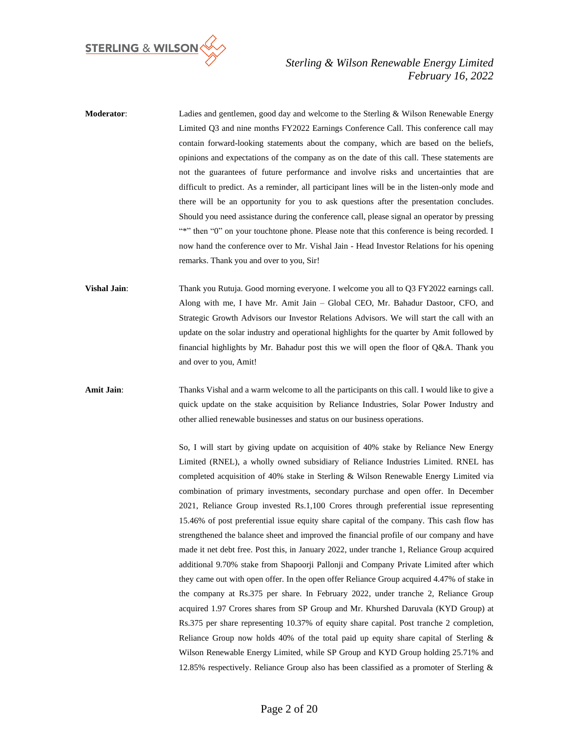**Moderator**: Ladies and gentlemen, good day and welcome to the Sterling & Wilson Renewable Energy Limited Q3 and nine months FY2022 Earnings Conference Call. This conference call may contain forward-looking statements about the company, which are based on the beliefs, opinions and expectations of the company as on the date of this call. These statements are not the guarantees of future performance and involve risks and uncertainties that are difficult to predict. As a reminder, all participant lines will be in the listen-only mode and there will be an opportunity for you to ask questions after the presentation concludes. Should you need assistance during the conference call, please signal an operator by pressing "*" then "0" on your touchtone phone. Please note that this conference is being recorded. I now hand the conference over to Mr. Vishal Jain - Head Investor Relations for his opening remarks. Thank you and over to you, Sir!

**Vishal Jain**: Thank you Rutuja. Good morning everyone. I welcome you all to Q3 FY2022 earnings call. Along with me, I have Mr. Amit Jain – Global CEO, Mr. Bahadur Dastoor, CFO, and Strategic Growth Advisors our Investor Relations Advisors. We will start the call with an update on the solar industry and operational highlights for the quarter by Amit followed by financial highlights by Mr. Bahadur post this we will open the floor of Q&A. Thank you and over to you, Amit!

**Amit Jain**: Thanks Vishal and a warm welcome to all the participants on this call. I would like to give a quick update on the stake acquisition by Reliance Industries, Solar Power Industry and other allied renewable businesses and status on our business operations.

So, I will start by giving update on acquisition of 40% stake by Reliance New Energy Limited (RNEL), a wholly owned subsidiary of Reliance Industries Limited. RNEL has completed acquisition of 40% stake in Sterling & Wilson Renewable Energy Limited via combination of primary investments, secondary purchase and open offer. In December 2021, Reliance Group invested Rs.1,100 Crores through preferential issue representing 15.46% of post preferential issue equity share capital of the company. This cash flow has strengthened the balance sheet and improved the financial profile of our company and have made it net debt free. Post this, in January 2022, under tranche 1, Reliance Group acquired additional 9.70% stake from Shapoorji Pallonji and Company Private Limited after which they came out with open offer. In the open offer Reliance Group acquired 4.47% of stake in the company at Rs.375 per share. In February 2022, under tranche 2, Reliance Group acquired 1.97 Crores shares from SP Group and Mr. Khurshed Daruvala (KYD Group) at Rs.375 per share representing 10.37% of equity share capital. Post tranche 2 completion, Reliance Group now holds 40% of the total paid up equity share capital of Sterling & Wilson Renewable Energy Limited, while SP Group and KYD Group holding 25.71% and 12.85% respectively. Reliance Group also has been classified as a promoter of Sterling &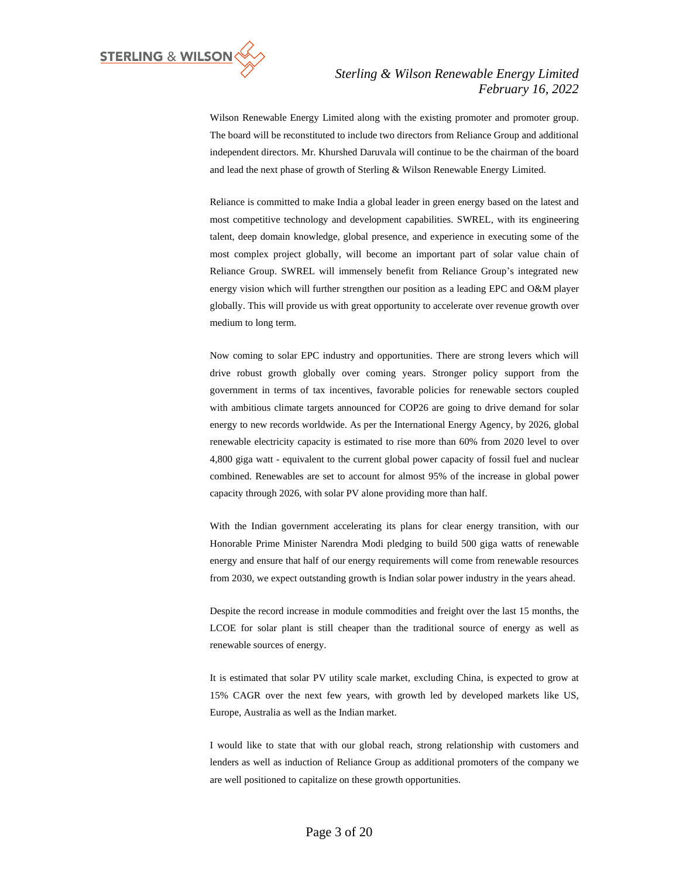Wilson Renewable Energy Limited along with the existing promoter and promoter group. The board will be reconstituted to include two directors from Reliance Group and additional independent directors. Mr. Khurshed Daruvala will continue to be the chairman of the board and lead the next phase of growth of Sterling & Wilson Renewable Energy Limited.

Reliance is committed to make India a global leader in green energy based on the latest and most competitive technology and development capabilities. SWREL, with its engineering talent, deep domain knowledge, global presence, and experience in executing some of the most complex project globally, will become an important part of solar value chain of Reliance Group. SWREL will immensely benefit from Reliance Group's integrated new energy vision which will further strengthen our position as a leading EPC and O&M player globally. This will provide us with great opportunity to accelerate over revenue growth over medium to long term.

Now coming to solar EPC industry and opportunities. There are strong levers which will drive robust growth globally over coming years. Stronger policy support from the government in terms of tax incentives, favorable policies for renewable sectors coupled with ambitious climate targets announced for COP26 are going to drive demand for solar energy to new records worldwide. As per the International Energy Agency, by 2026, global renewable electricity capacity is estimated to rise more than 60% from 2020 level to over 4,800 giga watt - equivalent to the current global power capacity of fossil fuel and nuclear combined. Renewables are set to account for almost 95% of the increase in global power capacity through 2026, with solar PV alone providing more than half.

With the Indian government accelerating its plans for clear energy transition, with our Honorable Prime Minister Narendra Modi pledging to build 500 giga watts of renewable energy and ensure that half of our energy requirements will come from renewable resources from 2030, we expect outstanding growth is Indian solar power industry in the years ahead.

Despite the record increase in module commodities and freight over the last 15 months, the LCOE for solar plant is still cheaper than the traditional source of energy as well as renewable sources of energy.

It is estimated that solar PV utility scale market, excluding China, is expected to grow at 15% CAGR over the next few years, with growth led by developed markets like US, Europe, Australia as well as the Indian market.

I would like to state that with our global reach, strong relationship with customers and lenders as well as induction of Reliance Group as additional promoters of the company we are well positioned to capitalize on these growth opportunities.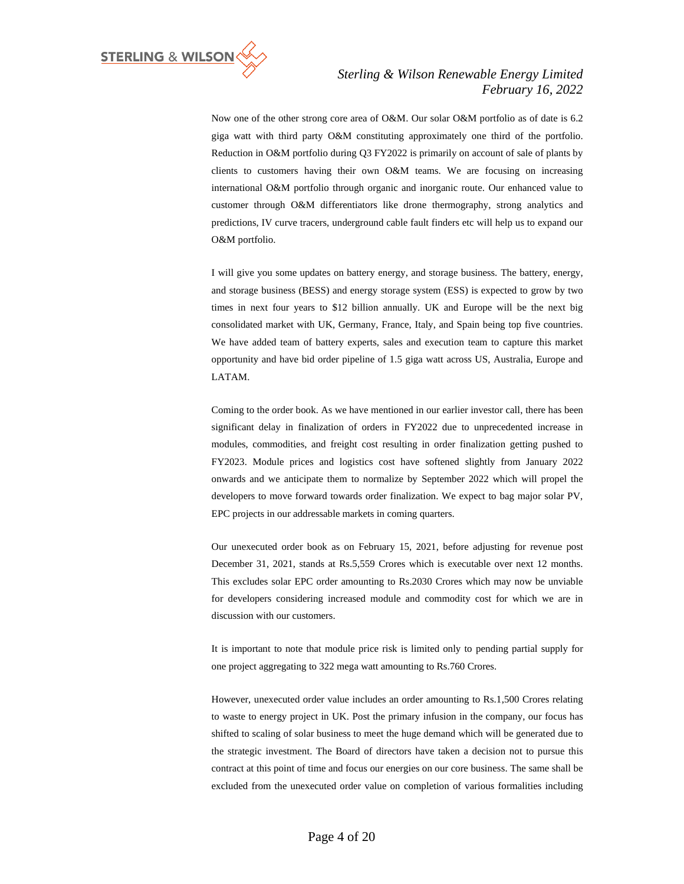Now one of the other strong core area of O&M. Our solar O&M portfolio as of date is 6.2 giga watt with third party O&M constituting approximately one third of the portfolio. Reduction in O&M portfolio during Q3 FY2022 is primarily on account of sale of plants by clients to customers having their own O&M teams. We are focusing on increasing international O&M portfolio through organic and inorganic route. Our enhanced value to customer through O&M differentiators like drone thermography, strong analytics and predictions, IV curve tracers, underground cable fault finders etc will help us to expand our O&M portfolio.

I will give you some updates on battery energy, and storage business. The battery, energy, and storage business (BESS) and energy storage system (ESS) is expected to grow by two times in next four years to $12 billion annually. UK and Europe will be the next big consolidated market with UK, Germany, France, Italy, and Spain being top five countries. We have added team of battery experts, sales and execution team to capture this market opportunity and have bid order pipeline of 1.5 giga watt across US, Australia, Europe and LATAM.

Coming to the order book. As we have mentioned in our earlier investor call, there has been significant delay in finalization of orders in FY2022 due to unprecedented increase in modules, commodities, and freight cost resulting in order finalization getting pushed to FY2023. Module prices and logistics cost have softened slightly from January 2022 onwards and we anticipate them to normalize by September 2022 which will propel the developers to move forward towards order finalization. We expect to bag major solar PV, EPC projects in our addressable markets in coming quarters.

Our unexecuted order book as on February 15, 2021, before adjusting for revenue post December 31, 2021, stands at Rs.5,559 Crores which is executable over next 12 months. This excludes solar EPC order amounting to Rs.2030 Crores which may now be unviable for developers considering increased module and commodity cost for which we are in discussion with our customers.

It is important to note that module price risk is limited only to pending partial supply for one project aggregating to 322 mega watt amounting to Rs.760 Crores.

However, unexecuted order value includes an order amounting to Rs.1,500 Crores relating to waste to energy project in UK. Post the primary infusion in the company, our focus has shifted to scaling of solar business to meet the huge demand which will be generated due to the strategic investment. The Board of directors have taken a decision not to pursue this contract at this point of time and focus our energies on our core business. The same shall be excluded from the unexecuted order value on completion of various formalities including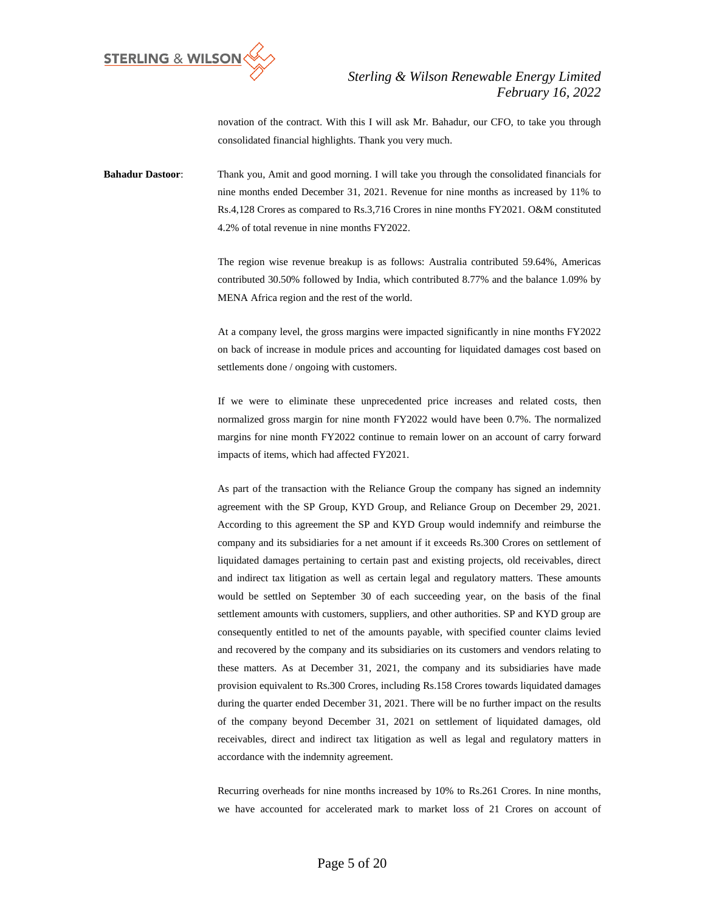novation of the contract. With this I will ask Mr. Bahadur, our CFO, to take you through consolidated financial highlights. Thank you very much.

**Bahadur Dastoor**: Thank you, Amit and good morning. I will take you through the consolidated financials for nine months ended December 31, 2021. Revenue for nine months as increased by 11% to Rs.4,128 Crores as compared to Rs.3,716 Crores in nine months FY2021. O&M constituted 4.2% of total revenue in nine months FY2022.

The region wise revenue breakup is as follows: Australia contributed 59.64%, Americas contributed 30.50% followed by India, which contributed 8.77% and the balance 1.09% by MENA Africa region and the rest of the world.

At a company level, the gross margins were impacted significantly in nine months FY2022 on back of increase in module prices and accounting for liquidated damages cost based on settlements done / ongoing with customers.

If we were to eliminate these unprecedented price increases and related costs, then normalized gross margin for nine month FY2022 would have been 0.7%. The normalized margins for nine month FY2022 continue to remain lower on an account of carry forward impacts of items, which had affected FY2021.

As part of the transaction with the Reliance Group the company has signed an indemnity agreement with the SP Group, KYD Group, and Reliance Group on December 29, 2021. According to this agreement the SP and KYD Group would indemnify and reimburse the company and its subsidiaries for a net amount if it exceeds Rs.300 Crores on settlement of liquidated damages pertaining to certain past and existing projects, old receivables, direct and indirect tax litigation as well as certain legal and regulatory matters. These amounts would be settled on September 30 of each succeeding year, on the basis of the final settlement amounts with customers, suppliers, and other authorities. SP and KYD group are consequently entitled to net of the amounts payable, with specified counter claims levied and recovered by the company and its subsidiaries on its customers and vendors relating to these matters. As at December 31, 2021, the company and its subsidiaries have made provision equivalent to Rs.300 Crores, including Rs.158 Crores towards liquidated damages during the quarter ended December 31, 2021. There will be no further impact on the results of the company beyond December 31, 2021 on settlement of liquidated damages, old receivables, direct and indirect tax litigation as well as legal and regulatory matters in accordance with the indemnity agreement.

Recurring overheads for nine months increased by 10% to Rs.261 Crores. In nine months, we have accounted for accelerated mark to market loss of 21 Crores on account of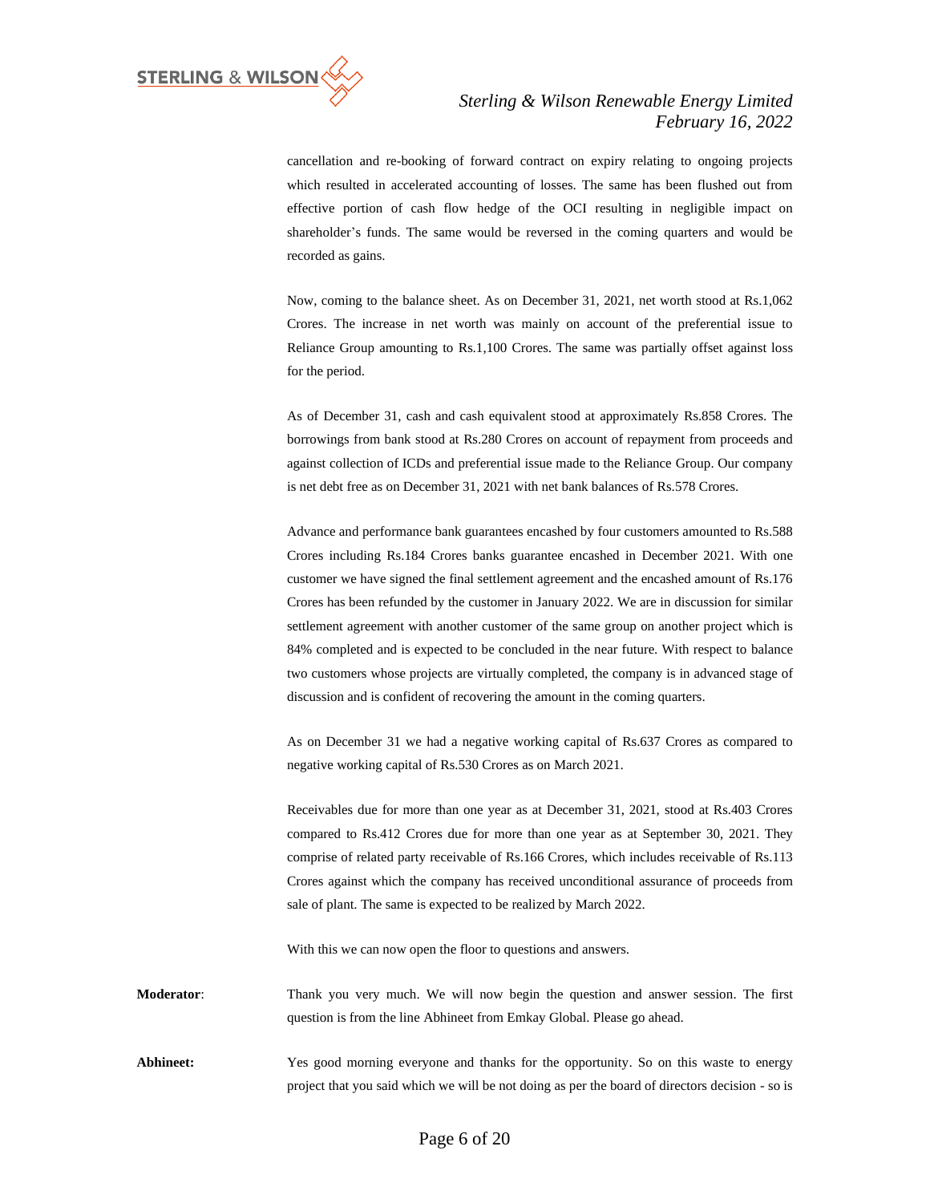cancellation and re-booking of forward contract on expiry relating to ongoing projects which resulted in accelerated accounting of losses. The same has been flushed out from effective portion of cash flow hedge of the OCI resulting in negligible impact on shareholder's funds. The same would be reversed in the coming quarters and would be recorded as gains.

Now, coming to the balance sheet. As on December 31, 2021, net worth stood at Rs.1,062 Crores. The increase in net worth was mainly on account of the preferential issue to Reliance Group amounting to Rs.1,100 Crores. The same was partially offset against loss for the period.

As of December 31, cash and cash equivalent stood at approximately Rs.858 Crores. The borrowings from bank stood at Rs.280 Crores on account of repayment from proceeds and against collection of ICDs and preferential issue made to the Reliance Group. Our company is net debt free as on December 31, 2021 with net bank balances of Rs.578 Crores.

Advance and performance bank guarantees encashed by four customers amounted to Rs.588 Crores including Rs.184 Crores banks guarantee encashed in December 2021. With one customer we have signed the final settlement agreement and the encashed amount of Rs.176 Crores has been refunded by the customer in January 2022. We are in discussion for similar settlement agreement with another customer of the same group on another project which is 84% completed and is expected to be concluded in the near future. With respect to balance two customers whose projects are virtually completed, the company is in advanced stage of discussion and is confident of recovering the amount in the coming quarters.

As on December 31 we had a negative working capital of Rs.637 Crores as compared to negative working capital of Rs.530 Crores as on March 2021.

Receivables due for more than one year as at December 31, 2021, stood at Rs.403 Crores compared to Rs.412 Crores due for more than one year as at September 30, 2021. They comprise of related party receivable of Rs.166 Crores, which includes receivable of Rs.113 Crores against which the company has received unconditional assurance of proceeds from sale of plant. The same is expected to be realized by March 2022.

With this we can now open the floor to questions and answers.

**Moderator**: Thank you very much. We will now begin the question and answer session. The first question is from the line Abhineet from Emkay Global. Please go ahead.

**Abhineet:** Yes good morning everyone and thanks for the opportunity. So on this waste to energy project that you said which we will be not doing as per the board of directors decision - so is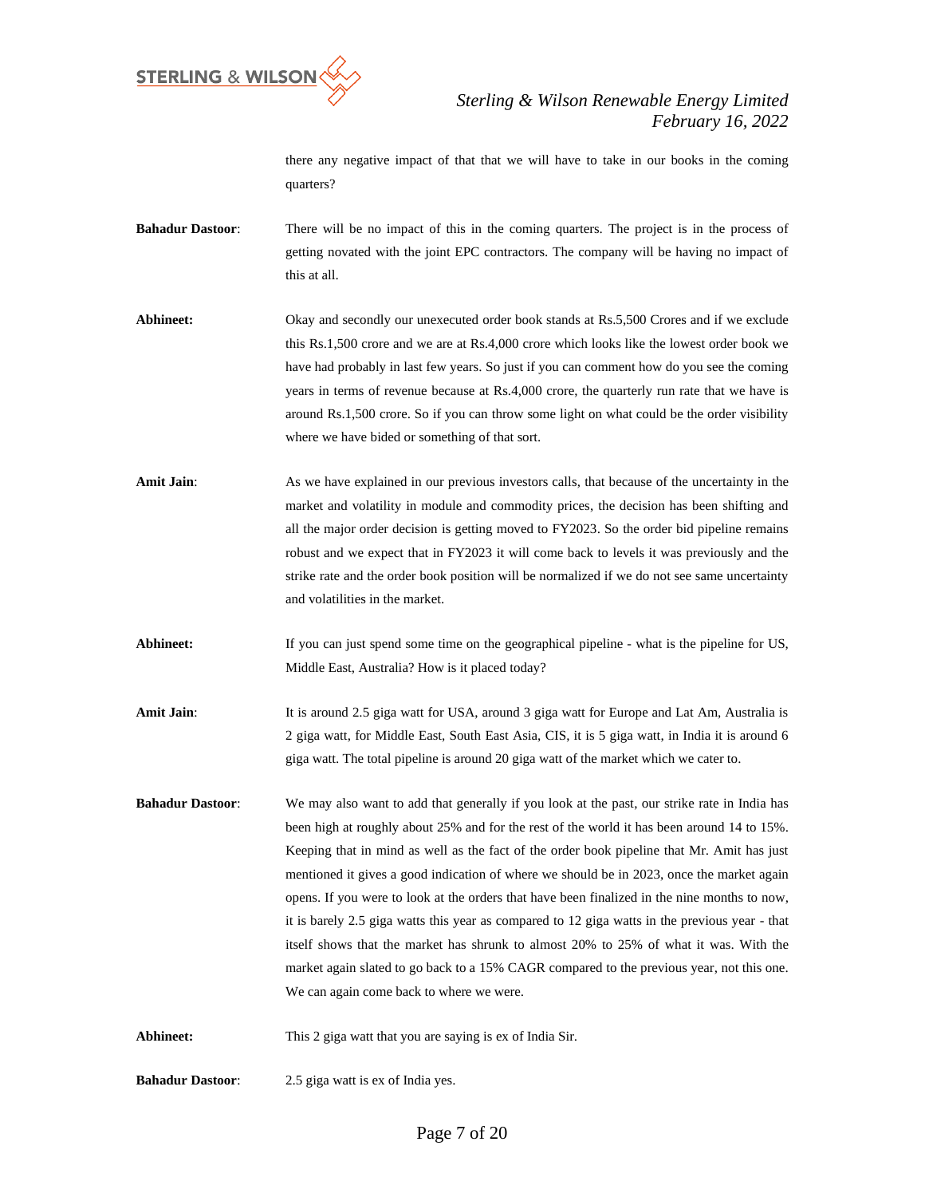there any negative impact of that that we will have to take in our books in the coming quarters?

**Bahadur Dastoor**: There will be no impact of this in the coming quarters. The project is in the process of getting novated with the joint EPC contractors. The company will be having no impact of this at all.

**Abhineet:** Okay and secondly our unexecuted order book stands at Rs.5,500 Crores and if we exclude this Rs.1,500 crore and we are at Rs.4,000 crore which looks like the lowest order book we have had probably in last few years. So just if you can comment how do you see the coming years in terms of revenue because at Rs.4,000 crore, the quarterly run rate that we have is around Rs.1,500 crore. So if you can throw some light on what could be the order visibility where we have bided or something of that sort.

**Amit Jain**: As we have explained in our previous investors calls, that because of the uncertainty in the market and volatility in module and commodity prices, the decision has been shifting and all the major order decision is getting moved to FY2023. So the order bid pipeline remains robust and we expect that in FY2023 it will come back to levels it was previously and the strike rate and the order book position will be normalized if we do not see same uncertainty and volatilities in the market.

**Abhineet:** If you can just spend some time on the geographical pipeline - what is the pipeline for US, Middle East, Australia? How is it placed today?

**Amit Jain**: It is around 2.5 giga watt for USA, around 3 giga watt for Europe and Lat Am, Australia is 2 giga watt, for Middle East, South East Asia, CIS, it is 5 giga watt, in India it is around 6 giga watt. The total pipeline is around 20 giga watt of the market which we cater to.

**Bahadur Dastoor**: We may also want to add that generally if you look at the past, our strike rate in India has been high at roughly about 25% and for the rest of the world it has been around 14 to 15%. Keeping that in mind as well as the fact of the order book pipeline that Mr. Amit has just mentioned it gives a good indication of where we should be in 2023, once the market again opens. If you were to look at the orders that have been finalized in the nine months to now, it is barely 2.5 giga watts this year as compared to 12 giga watts in the previous year - that itself shows that the market has shrunk to almost 20% to 25% of what it was. With the market again slated to go back to a 15% CAGR compared to the previous year, not this one. We can again come back to where we were.

**Abhineet:** This 2 giga watt that you are saying is ex of India Sir.

**Bahadur Dastoor**: 2.5 giga watt is ex of India yes.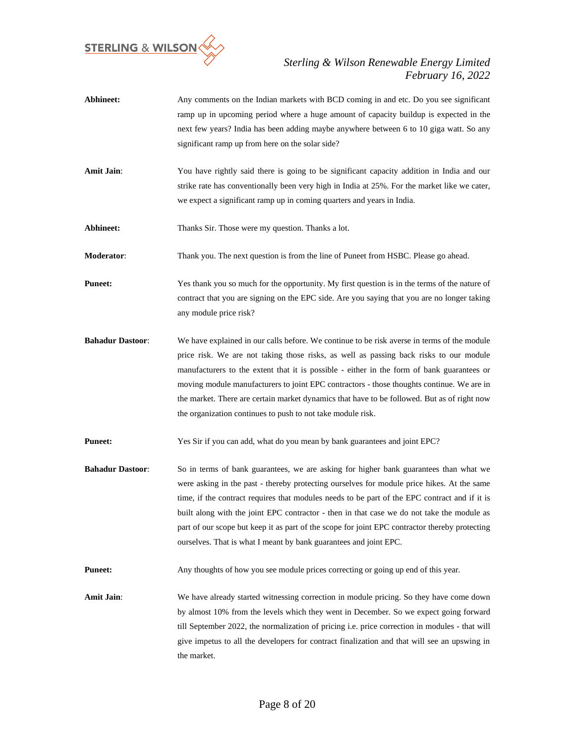**Abhineet:** Any comments on the Indian markets with BCD coming in and etc. Do you see significant ramp up in upcoming period where a huge amount of capacity buildup is expected in the next few years? India has been adding maybe anywhere between 6 to 10 giga watt. So any significant ramp up from here on the solar side?

**Amit Jain**: You have rightly said there is going to be significant capacity addition in India and our strike rate has conventionally been very high in India at 25%. For the market like we cater, we expect a significant ramp up in coming quarters and years in India.

**Abhineet:** Thanks Sir. Those were my question. Thanks a lot.

**Moderator**: Thank you. The next question is from the line of Puneet from HSBC. Please go ahead.

**Puneet:** Yes thank you so much for the opportunity. My first question is in the terms of the nature of contract that you are signing on the EPC side. Are you saying that you are no longer taking any module price risk?

**Bahadur Dastoor**: We have explained in our calls before. We continue to be risk averse in terms of the module price risk. We are not taking those risks, as well as passing back risks to our module manufacturers to the extent that it is possible - either in the form of bank guarantees or moving module manufacturers to joint EPC contractors - those thoughts continue. We are in the market. There are certain market dynamics that have to be followed. But as of right now the organization continues to push to not take module risk.

**Puneet:** Yes Sir if you can add, what do you mean by bank guarantees and joint EPC?

**Bahadur Dastoor**: So in terms of bank guarantees, we are asking for higher bank guarantees than what we were asking in the past - thereby protecting ourselves for module price hikes. At the same time, if the contract requires that modules needs to be part of the EPC contract and if it is built along with the joint EPC contractor - then in that case we do not take the module as part of our scope but keep it as part of the scope for joint EPC contractor thereby protecting ourselves. That is what I meant by bank guarantees and joint EPC.

**Puneet:** Any thoughts of how you see module prices correcting or going up end of this year.

**Amit Jain**: We have already started witnessing correction in module pricing. So they have come down by almost 10% from the levels which they went in December. So we expect going forward till September 2022, the normalization of pricing i.e. price correction in modules - that will give impetus to all the developers for contract finalization and that will see an upswing in the market.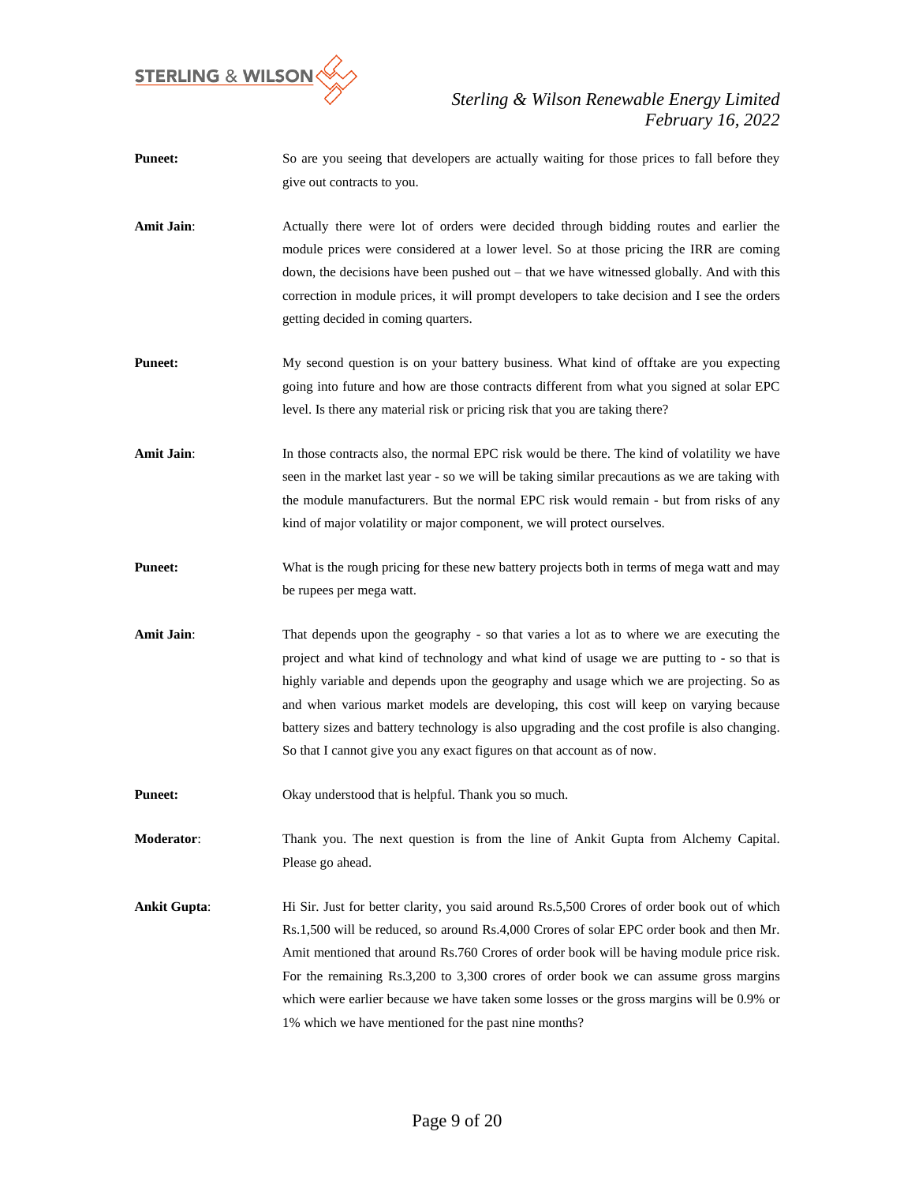**Puneet:** So are you seeing that developers are actually waiting for those prices to fall before they give out contracts to you.

**Amit Jain**: Actually there were lot of orders were decided through bidding routes and earlier the module prices were considered at a lower level. So at those pricing the IRR are coming down, the decisions have been pushed out – that we have witnessed globally. And with this correction in module prices, it will prompt developers to take decision and I see the orders getting decided in coming quarters.

**Puneet:** My second question is on your battery business. What kind of offtake are you expecting going into future and how are those contracts different from what you signed at solar EPC level. Is there any material risk or pricing risk that you are taking there?

**Amit Jain**: In those contracts also, the normal EPC risk would be there. The kind of volatility we have seen in the market last year - so we will be taking similar precautions as we are taking with the module manufacturers. But the normal EPC risk would remain - but from risks of any kind of major volatility or major component, we will protect ourselves.

**Puneet:** What is the rough pricing for these new battery projects both in terms of mega watt and may be rupees per mega watt.

**Amit Jain**: That depends upon the geography - so that varies a lot as to where we are executing the project and what kind of technology and what kind of usage we are putting to - so that is highly variable and depends upon the geography and usage which we are projecting. So as and when various market models are developing, this cost will keep on varying because battery sizes and battery technology is also upgrading and the cost profile is also changing. So that I cannot give you any exact figures on that account as of now.

**Puneet:** Okay understood that is helpful. Thank you so much.

**Moderator**: Thank you. The next question is from the line of Ankit Gupta from Alchemy Capital. Please go ahead.

**Ankit Gupta**: Hi Sir. Just for better clarity, you said around Rs.5,500 Crores of order book out of which Rs.1,500 will be reduced, so around Rs.4,000 Crores of solar EPC order book and then Mr. Amit mentioned that around Rs.760 Crores of order book will be having module price risk. For the remaining Rs.3,200 to 3,300 crores of order book we can assume gross margins which were earlier because we have taken some losses or the gross margins will be 0.9% or 1% which we have mentioned for the past nine months?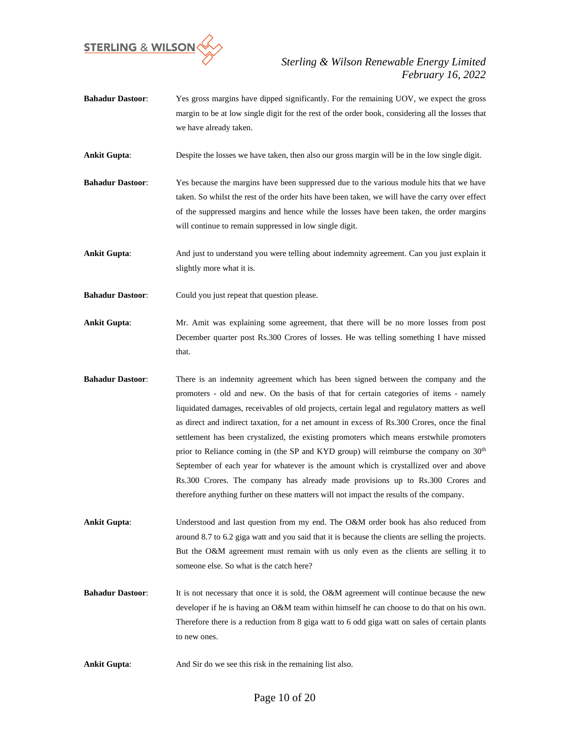**Bahadur Dastoor**: Yes gross margins have dipped significantly. For the remaining UOV, we expect the gross margin to be at low single digit for the rest of the order book, considering all the losses that we have already taken.

**Ankit Gupta**: Despite the losses we have taken, then also our gross margin will be in the low single digit.

**Bahadur Dastoor**: Yes because the margins have been suppressed due to the various module hits that we have taken. So whilst the rest of the order hits have been taken, we will have the carry over effect of the suppressed margins and hence while the losses have been taken, the order margins will continue to remain suppressed in low single digit.

**Ankit Gupta**: And just to understand you were telling about indemnity agreement. Can you just explain it slightly more what it is.

**Bahadur Dastoor**: Could you just repeat that question please.

**Ankit Gupta**: Mr. Amit was explaining some agreement, that there will be no more losses from post December quarter post Rs.300 Crores of losses. He was telling something I have missed that.

**Bahadur Dastoor**: There is an indemnity agreement which has been signed between the company and the promoters - old and new. On the basis of that for certain categories of items - namely liquidated damages, receivables of old projects, certain legal and regulatory matters as well as direct and indirect taxation, for a net amount in excess of Rs.300 Crores, once the final settlement has been crystalized, the existing promoters which means erstwhile promoters prior to Reliance coming in (the SP and KYD group) will reimburse the company on 30th September of each year for whatever is the amount which is crystallized over and above Rs.300 Crores. The company has already made provisions up to Rs.300 Crores and therefore anything further on these matters will not impact the results of the company.

**Ankit Gupta**: Understood and last question from my end. The O&M order book has also reduced from around 8.7 to 6.2 giga watt and you said that it is because the clients are selling the projects. But the O&M agreement must remain with us only even as the clients are selling it to someone else. So what is the catch here?

**Bahadur Dastoor**: It is not necessary that once it is sold, the O&M agreement will continue because the new developer if he is having an O&M team within himself he can choose to do that on his own. Therefore there is a reduction from 8 giga watt to 6 odd giga watt on sales of certain plants to new ones.

**Ankit Gupta**: And Sir do we see this risk in the remaining list also.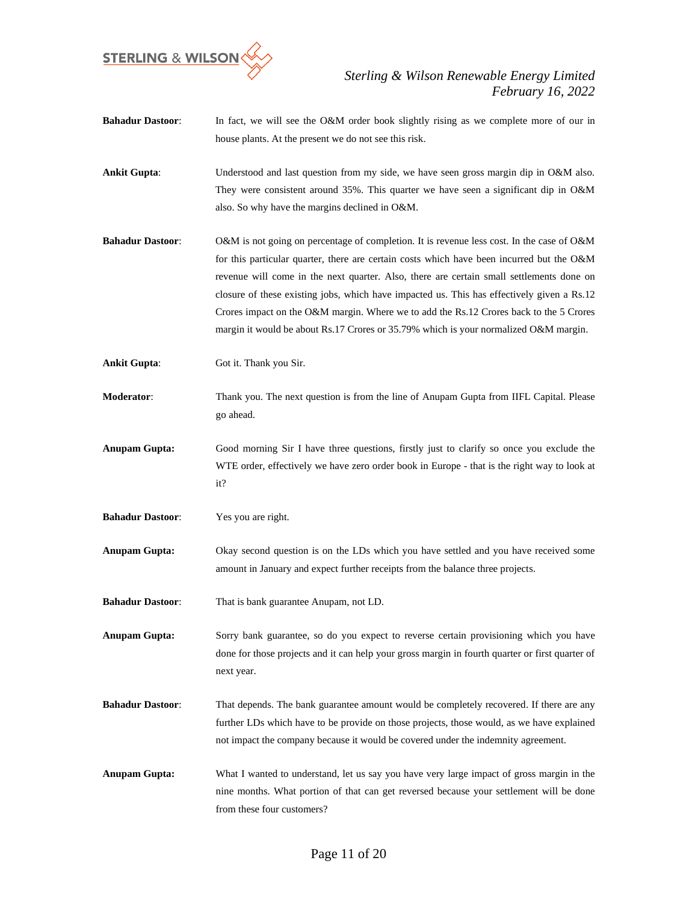**Bahadur Dastoor**: In fact, we will see the O&M order book slightly rising as we complete more of our in house plants. At the present we do not see this risk.

**Ankit Gupta**: Understood and last question from my side, we have seen gross margin dip in O&M also. They were consistent around 35%. This quarter we have seen a significant dip in O&M also. So why have the margins declined in O&M.

**Bahadur Dastoor**: O&M is not going on percentage of completion. It is revenue less cost. In the case of O&M for this particular quarter, there are certain costs which have been incurred but the O&M revenue will come in the next quarter. Also, there are certain small settlements done on closure of these existing jobs, which have impacted us. This has effectively given a Rs.12 Crores impact on the O&M margin. Where we to add the Rs.12 Crores back to the 5 Crores margin it would be about Rs.17 Crores or 35.79% which is your normalized O&M margin.

**Ankit Gupta**: Got it. Thank you Sir.

**Moderator**: Thank you. The next question is from the line of Anupam Gupta from IIFL Capital. Please go ahead.

**Anupam Gupta:** Good morning Sir I have three questions, firstly just to clarify so once you exclude the WTE order, effectively we have zero order book in Europe - that is the right way to look at it?

**Bahadur Dastoor**: Yes you are right.

**Anupam Gupta:** Okay second question is on the LDs which you have settled and you have received some amount in January and expect further receipts from the balance three projects.

**Bahadur Dastoor**: That is bank guarantee Anupam, not LD.

**Anupam Gupta:** Sorry bank guarantee, so do you expect to reverse certain provisioning which you have done for those projects and it can help your gross margin in fourth quarter or first quarter of next year.

**Bahadur Dastoor**: That depends. The bank guarantee amount would be completely recovered. If there are any further LDs which have to be provide on those projects, those would, as we have explained not impact the company because it would be covered under the indemnity agreement.

**Anupam Gupta:** What I wanted to understand, let us say you have very large impact of gross margin in the nine months. What portion of that can get reversed because your settlement will be done from these four customers?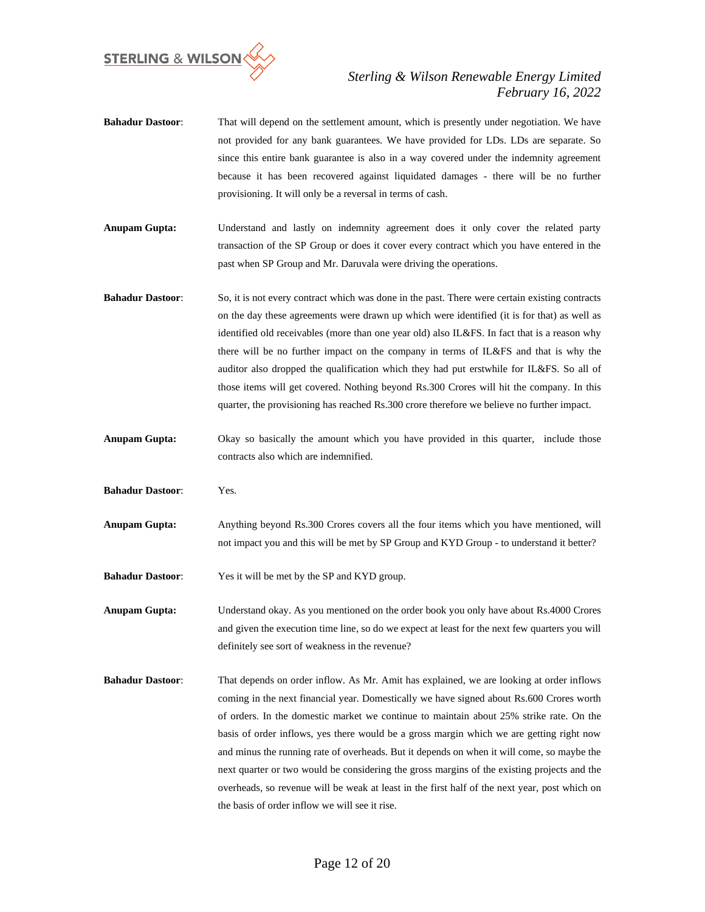**Bahadur Dastoor**: That will depend on the settlement amount, which is presently under negotiation. We have not provided for any bank guarantees. We have provided for LDs. LDs are separate. So since this entire bank guarantee is also in a way covered under the indemnity agreement because it has been recovered against liquidated damages - there will be no further provisioning. It will only be a reversal in terms of cash.

**Anupam Gupta:** Understand and lastly on indemnity agreement does it only cover the related party transaction of the SP Group or does it cover every contract which you have entered in the past when SP Group and Mr. Daruvala were driving the operations.

**Bahadur Dastoor**: So, it is not every contract which was done in the past. There were certain existing contracts on the day these agreements were drawn up which were identified (it is for that) as well as identified old receivables (more than one year old) also IL&FS. In fact that is a reason why there will be no further impact on the company in terms of IL&FS and that is why the auditor also dropped the qualification which they had put erstwhile for IL&FS. So all of those items will get covered. Nothing beyond Rs.300 Crores will hit the company. In this quarter, the provisioning has reached Rs.300 crore therefore we believe no further impact.

**Anupam Gupta:** Okay so basically the amount which you have provided in this quarter, include those contracts also which are indemnified.

**Bahadur Dastoor**: Yes.

**Anupam Gupta:** Anything beyond Rs.300 Crores covers all the four items which you have mentioned, will not impact you and this will be met by SP Group and KYD Group - to understand it better?

**Bahadur Dastoor**: Yes it will be met by the SP and KYD group.

**Anupam Gupta:** Understand okay. As you mentioned on the order book you only have about Rs.4000 Crores and given the execution time line, so do we expect at least for the next few quarters you will definitely see sort of weakness in the revenue?

**Bahadur Dastoor**: That depends on order inflow. As Mr. Amit has explained, we are looking at order inflows coming in the next financial year. Domestically we have signed about Rs.600 Crores worth of orders. In the domestic market we continue to maintain about 25% strike rate. On the basis of order inflows, yes there would be a gross margin which we are getting right now and minus the running rate of overheads. But it depends on when it will come, so maybe the next quarter or two would be considering the gross margins of the existing projects and the overheads, so revenue will be weak at least in the first half of the next year, post which on the basis of order inflow we will see it rise.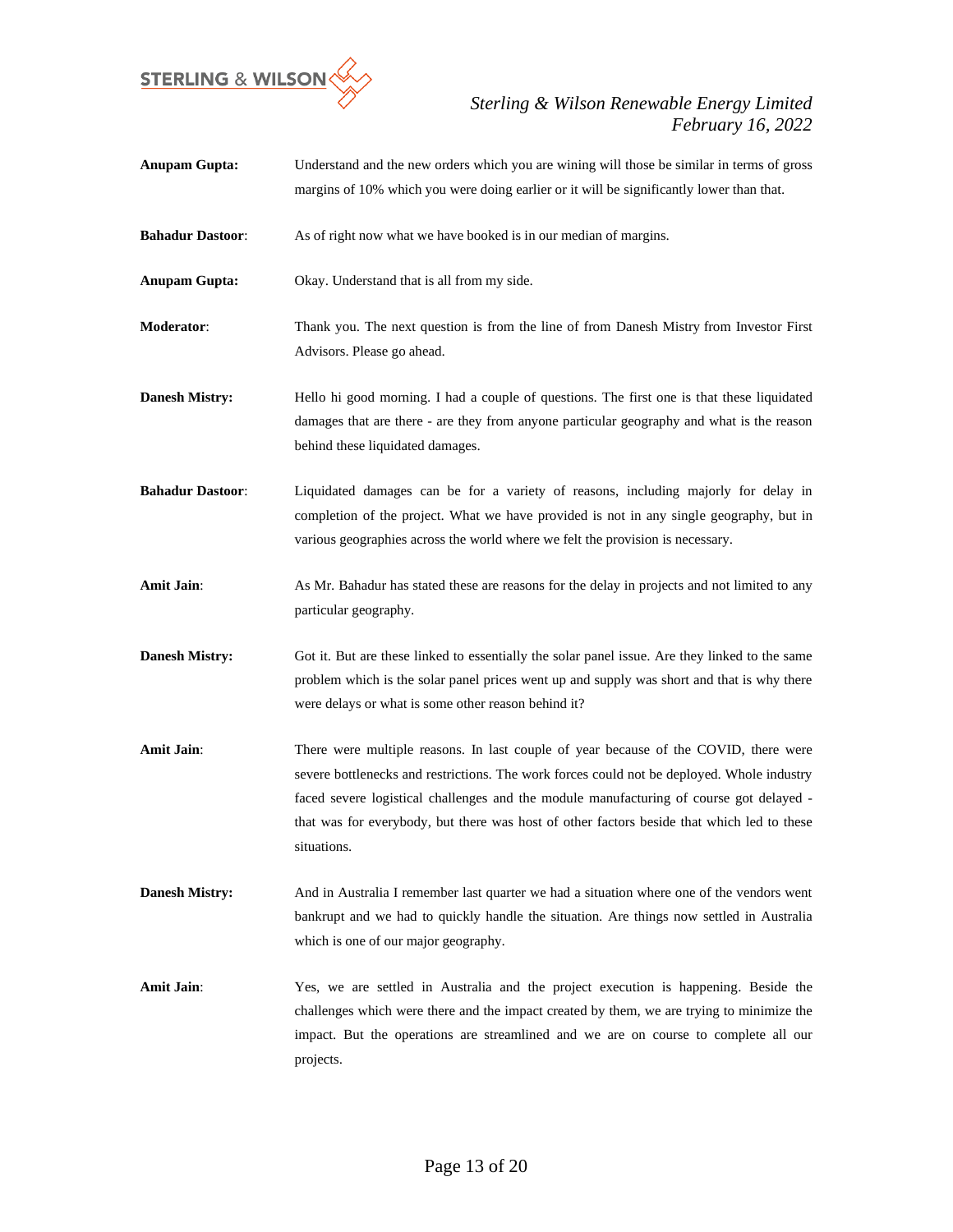**Anupam Gupta:** Understand and the new orders which you are wining will those be similar in terms of gross margins of 10% which you were doing earlier or it will be significantly lower than that.

**Bahadur Dastoor**: As of right now what we have booked is in our median of margins.

**Anupam Gupta:** Okay. Understand that is all from my side.

**Moderator**: Thank you. The next question is from the line of from Danesh Mistry from Investor First Advisors. Please go ahead.

**Danesh Mistry:** Hello hi good morning. I had a couple of questions. The first one is that these liquidated damages that are there - are they from anyone particular geography and what is the reason behind these liquidated damages.

**Bahadur Dastoor**: Liquidated damages can be for a variety of reasons, including majorly for delay in completion of the project. What we have provided is not in any single geography, but in various geographies across the world where we felt the provision is necessary.

**Amit Jain**: As Mr. Bahadur has stated these are reasons for the delay in projects and not limited to any particular geography.

**Danesh Mistry:** Got it. But are these linked to essentially the solar panel issue. Are they linked to the same problem which is the solar panel prices went up and supply was short and that is why there were delays or what is some other reason behind it?

**Amit Jain**: There were multiple reasons. In last couple of year because of the COVID, there were severe bottlenecks and restrictions. The work forces could not be deployed. Whole industry faced severe logistical challenges and the module manufacturing of course got delayed - that was for everybody, but there was host of other factors beside that which led to these situations.

**Danesh Mistry:** And in Australia I remember last quarter we had a situation where one of the vendors went bankrupt and we had to quickly handle the situation. Are things now settled in Australia which is one of our major geography.

**Amit Jain**: Yes, we are settled in Australia and the project execution is happening. Beside the challenges which were there and the impact created by them, we are trying to minimize the impact. But the operations are streamlined and we are on course to complete all our projects.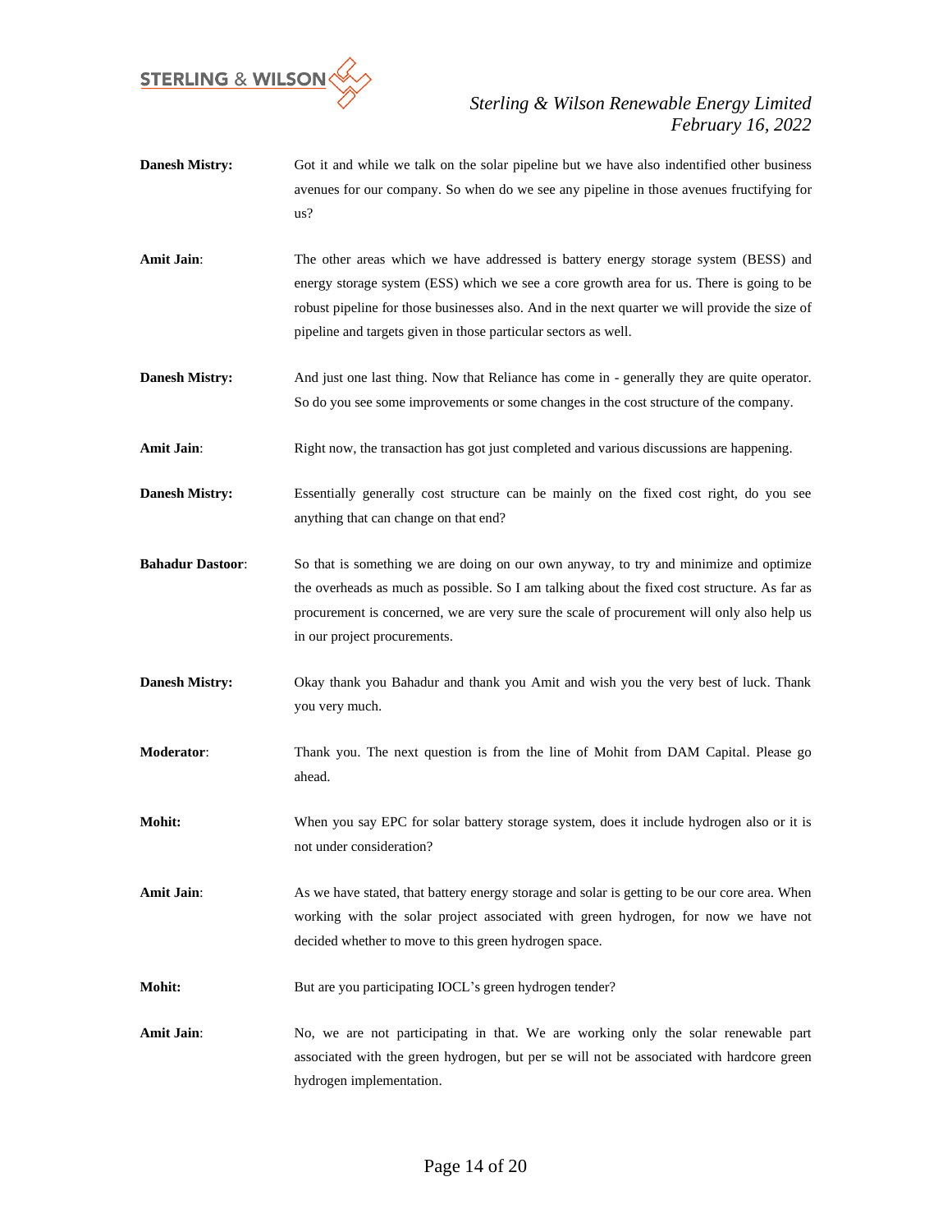**Danesh Mistry:** Got it and while we talk on the solar pipeline but we have also indentified other business avenues for our company. So when do we see any pipeline in those avenues fructifying for us?

**Amit Jain**: The other areas which we have addressed is battery energy storage system (BESS) and energy storage system (ESS) which we see a core growth area for us. There is going to be robust pipeline for those businesses also. And in the next quarter we will provide the size of pipeline and targets given in those particular sectors as well.

**Danesh Mistry:** And just one last thing. Now that Reliance has come in - generally they are quite operator. So do you see some improvements or some changes in the cost structure of the company.

**Amit Jain**: Right now, the transaction has got just completed and various discussions are happening.

**Danesh Mistry:** Essentially generally cost structure can be mainly on the fixed cost right, do you see anything that can change on that end?

**Bahadur Dastoor**: So that is something we are doing on our own anyway, to try and minimize and optimize the overheads as much as possible. So I am talking about the fixed cost structure. As far as procurement is concerned, we are very sure the scale of procurement will only also help us in our project procurements.

**Danesh Mistry:** Okay thank you Bahadur and thank you Amit and wish you the very best of luck. Thank you very much.

**Moderator**: Thank you. The next question is from the line of Mohit from DAM Capital. Please go ahead.

**Mohit:** When you say EPC for solar battery storage system, does it include hydrogen also or it is not under consideration?

**Amit Jain**: As we have stated, that battery energy storage and solar is getting to be our core area. When working with the solar project associated with green hydrogen, for now we have not decided whether to move to this green hydrogen space.

**Mohit:** But are you participating IOCL's green hydrogen tender?

**Amit Jain**: No, we are not participating in that. We are working only the solar renewable part associated with the green hydrogen, but per se will not be associated with hardcore green hydrogen implementation.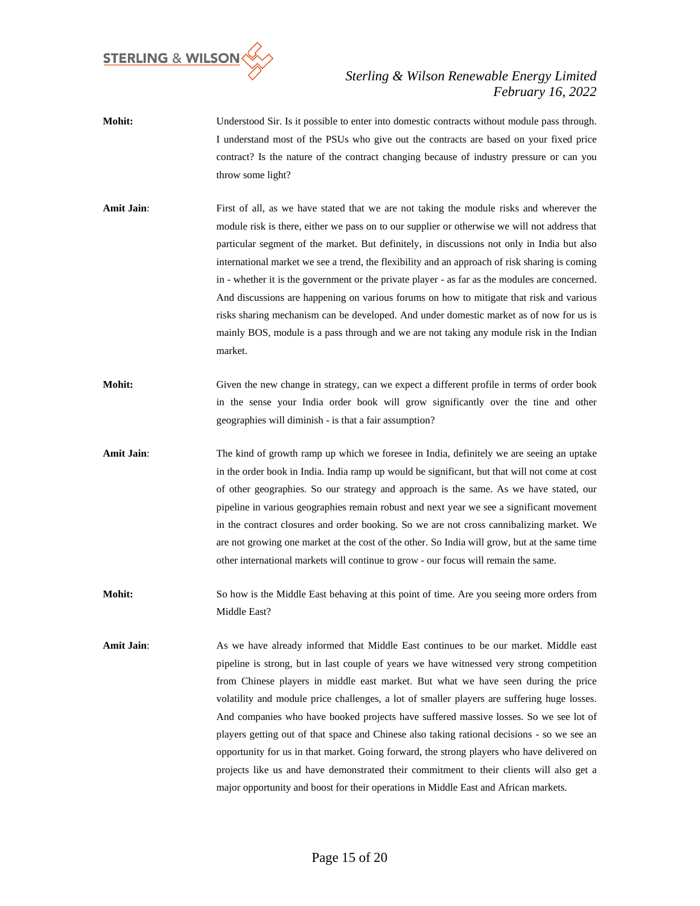**Mohit:** Understood Sir. Is it possible to enter into domestic contracts without module pass through. I understand most of the PSUs who give out the contracts are based on your fixed price contract? Is the nature of the contract changing because of industry pressure or can you throw some light?

**Amit Jain**: First of all, as we have stated that we are not taking the module risks and wherever the module risk is there, either we pass on to our supplier or otherwise we will not address that particular segment of the market. But definitely, in discussions not only in India but also international market we see a trend, the flexibility and an approach of risk sharing is coming in - whether it is the government or the private player - as far as the modules are concerned. And discussions are happening on various forums on how to mitigate that risk and various risks sharing mechanism can be developed. And under domestic market as of now for us is mainly BOS, module is a pass through and we are not taking any module risk in the Indian market.

**Mohit:** Given the new change in strategy, can we expect a different profile in terms of order book in the sense your India order book will grow significantly over the tine and other geographies will diminish - is that a fair assumption?

**Amit Jain**: The kind of growth ramp up which we foresee in India, definitely we are seeing an uptake in the order book in India. India ramp up would be significant, but that will not come at cost of other geographies. So our strategy and approach is the same. As we have stated, our pipeline in various geographies remain robust and next year we see a significant movement in the contract closures and order booking. So we are not cross cannibalizing market. We are not growing one market at the cost of the other. So India will grow, but at the same time other international markets will continue to grow - our focus will remain the same.

**Mohit:** So how is the Middle East behaving at this point of time. Are you seeing more orders from Middle East?

**Amit Jain**: As we have already informed that Middle East continues to be our market. Middle east pipeline is strong, but in last couple of years we have witnessed very strong competition from Chinese players in middle east market. But what we have seen during the price volatility and module price challenges, a lot of smaller players are suffering huge losses. And companies who have booked projects have suffered massive losses. So we see lot of players getting out of that space and Chinese also taking rational decisions - so we see an opportunity for us in that market. Going forward, the strong players who have delivered on projects like us and have demonstrated their commitment to their clients will also get a major opportunity and boost for their operations in Middle East and African markets.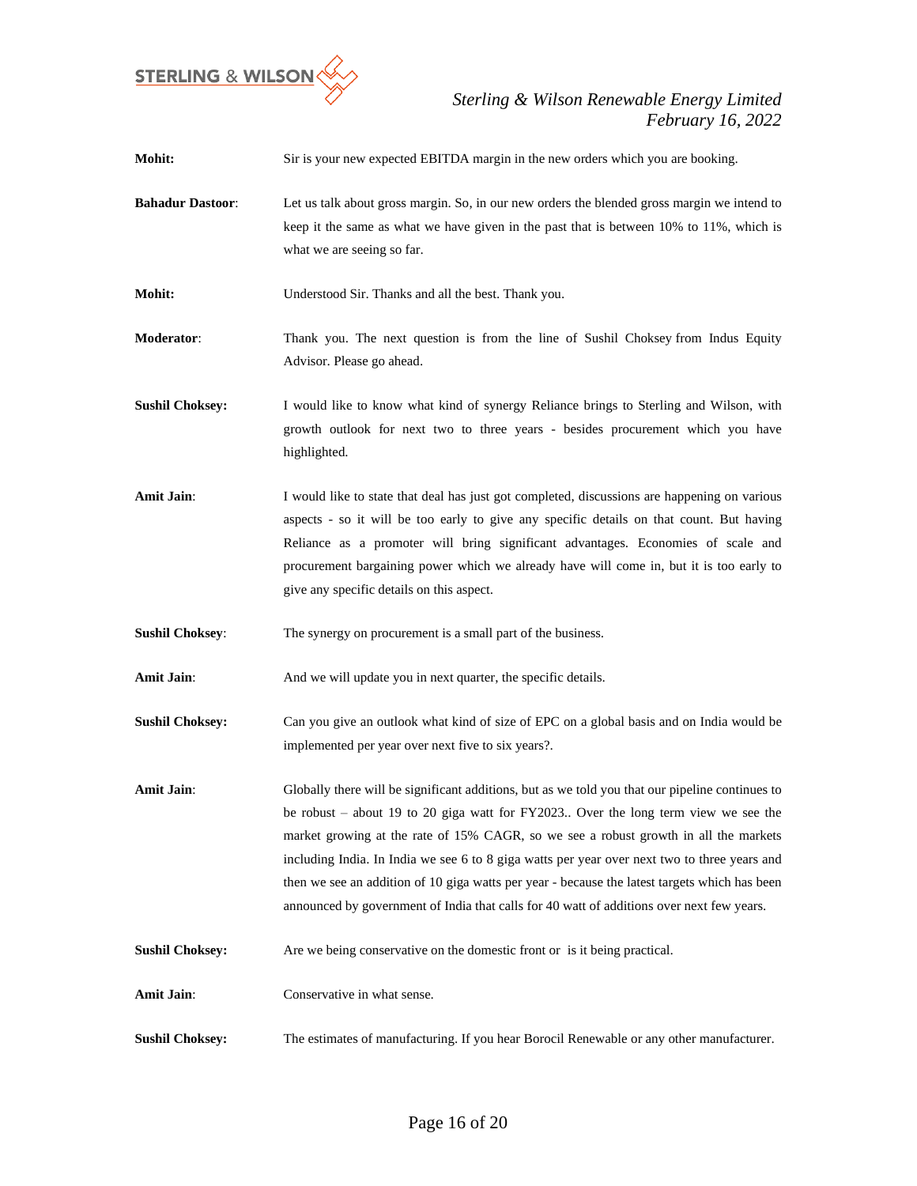**Mohit:** Sir is your new expected EBITDA margin in the new orders which you are booking.

**Bahadur Dastoor**: Let us talk about gross margin. So, in our new orders the blended gross margin we intend to keep it the same as what we have given in the past that is between 10% to 11%, which is what we are seeing so far.

**Mohit:** Understood Sir. Thanks and all the best. Thank you.

**Moderator**: Thank you. The next question is from the line of Sushil Choksey from Indus Equity Advisor. Please go ahead.

**Sushil Choksey:** I would like to know what kind of synergy Reliance brings to Sterling and Wilson, with growth outlook for next two to three years - besides procurement which you have highlighted.

**Amit Jain**: I would like to state that deal has just got completed, discussions are happening on various aspects - so it will be too early to give any specific details on that count. But having Reliance as a promoter will bring significant advantages. Economies of scale and procurement bargaining power which we already have will come in, but it is too early to give any specific details on this aspect.

**Sushil Choksey**: The synergy on procurement is a small part of the business.

**Amit Jain**: And we will update you in next quarter, the specific details.

**Sushil Choksey:** Can you give an outlook what kind of size of EPC on a global basis and on India would be implemented per year over next five to six years?.

**Amit Jain**: Globally there will be significant additions, but as we told you that our pipeline continues to be robust – about 19 to 20 giga watt for FY2023.. Over the long term view we see the market growing at the rate of 15% CAGR, so we see a robust growth in all the markets including India. In India we see 6 to 8 giga watts per year over next two to three years and then we see an addition of 10 giga watts per year - because the latest targets which has been announced by government of India that calls for 40 watt of additions over next few years.

**Sushil Choksey:** Are we being conservative on the domestic front or is it being practical.

**Amit Jain**: Conservative in what sense.

**Sushil Choksey:** The estimates of manufacturing. If you hear Borocil Renewable or any other manufacturer.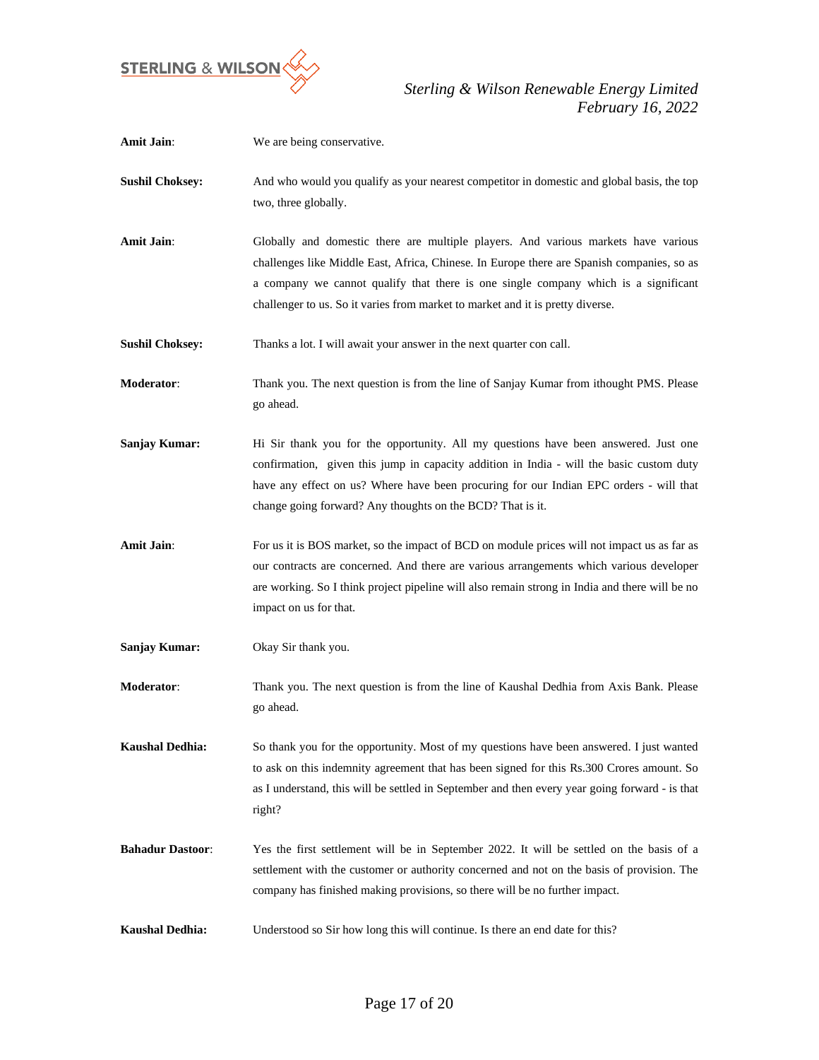**Amit Jain**: We are being conservative.

**Sushil Choksey:** And who would you qualify as your nearest competitor in domestic and global basis, the top two, three globally.

**Amit Jain**: Globally and domestic there are multiple players. And various markets have various challenges like Middle East, Africa, Chinese. In Europe there are Spanish companies, so as a company we cannot qualify that there is one single company which is a significant challenger to us. So it varies from market to market and it is pretty diverse.

**Sushil Choksey:** Thanks a lot. I will await your answer in the next quarter con call.

**Moderator**: Thank you. The next question is from the line of Sanjay Kumar from ithought PMS. Please go ahead.

**Sanjay Kumar:** Hi Sir thank you for the opportunity. All my questions have been answered. Just one confirmation, given this jump in capacity addition in India - will the basic custom duty have any effect on us? Where have been procuring for our Indian EPC orders - will that change going forward? Any thoughts on the BCD? That is it.

**Amit Jain**: For us it is BOS market, so the impact of BCD on module prices will not impact us as far as our contracts are concerned. And there are various arrangements which various developer are working. So I think project pipeline will also remain strong in India and there will be no impact on us for that.

**Sanjay Kumar:** Okay Sir thank you.

**Moderator**: Thank you. The next question is from the line of Kaushal Dedhia from Axis Bank. Please go ahead.

**Kaushal Dedhia:** So thank you for the opportunity. Most of my questions have been answered. I just wanted to ask on this indemnity agreement that has been signed for this Rs.300 Crores amount. So as I understand, this will be settled in September and then every year going forward - is that right?

**Bahadur Dastoor**: Yes the first settlement will be in September 2022. It will be settled on the basis of a settlement with the customer or authority concerned and not on the basis of provision. The company has finished making provisions, so there will be no further impact.

**Kaushal Dedhia:** Understood so Sir how long this will continue. Is there an end date for this?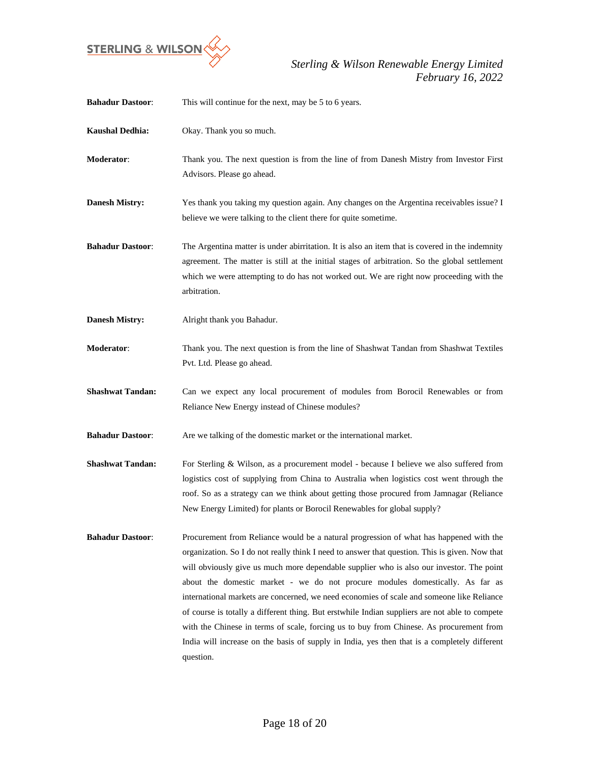**Bahadur Dastoor**: This will continue for the next, may be 5 to 6 years.

**Kaushal Dedhia:** Okay. Thank you so much.

**Moderator**: Thank you. The next question is from the line of from Danesh Mistry from Investor First Advisors. Please go ahead.

**Danesh Mistry:** Yes thank you taking my question again. Any changes on the Argentina receivables issue? I believe we were talking to the client there for quite sometime.

**Bahadur Dastoor**: The Argentina matter is under abirritation. It is also an item that is covered in the indemnity agreement. The matter is still at the initial stages of arbitration. So the global settlement which we were attempting to do has not worked out. We are right now proceeding with the arbitration.

**Danesh Mistry:** Alright thank you Bahadur.

**Moderator**: Thank you. The next question is from the line of Shashwat Tandan from Shashwat Textiles Pvt. Ltd. Please go ahead.

**Shashwat Tandan:** Can we expect any local procurement of modules from Borocil Renewables or from Reliance New Energy instead of Chinese modules?

**Bahadur Dastoor**: Are we talking of the domestic market or the international market.

**Shashwat Tandan:** For Sterling & Wilson, as a procurement model - because I believe we also suffered from logistics cost of supplying from China to Australia when logistics cost went through the roof. So as a strategy can we think about getting those procured from Jamnagar (Reliance New Energy Limited) for plants or Borocil Renewables for global supply?

**Bahadur Dastoor**: Procurement from Reliance would be a natural progression of what has happened with the organization. So I do not really think I need to answer that question. This is given. Now that will obviously give us much more dependable supplier who is also our investor. The point about the domestic market - we do not procure modules domestically. As far as international markets are concerned, we need economies of scale and someone like Reliance of course is totally a different thing. But erstwhile Indian suppliers are not able to compete with the Chinese in terms of scale, forcing us to buy from Chinese. As procurement from India will increase on the basis of supply in India, yes then that is a completely different question.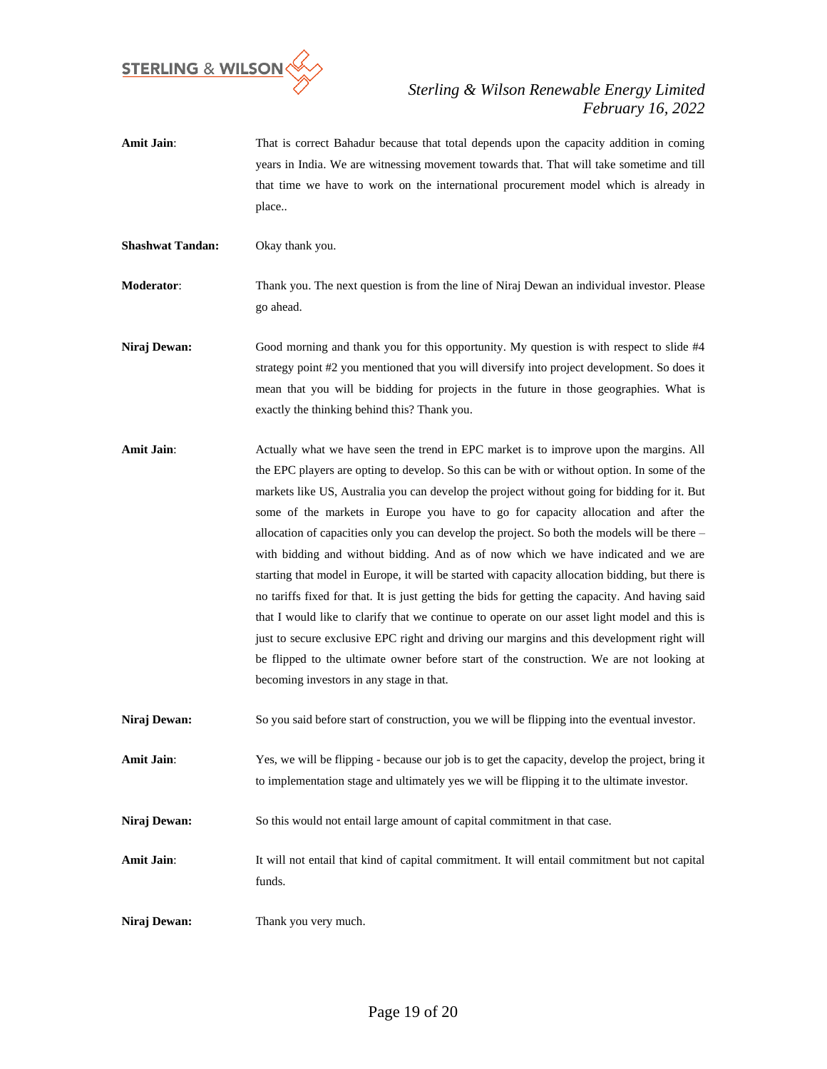**Amit Jain**: That is correct Bahadur because that total depends upon the capacity addition in coming years in India. We are witnessing movement towards that. That will take sometime and till that time we have to work on the international procurement model which is already in place..

**Shashwat Tandan:** Okay thank you.

**Moderator**: Thank you. The next question is from the line of Niraj Dewan an individual investor. Please go ahead.

**Niraj Dewan:** Good morning and thank you for this opportunity. My question is with respect to slide #4 strategy point #2 you mentioned that you will diversify into project development. So does it mean that you will be bidding for projects in the future in those geographies. What is exactly the thinking behind this? Thank you.

**Amit Jain**: Actually what we have seen the trend in EPC market is to improve upon the margins. All the EPC players are opting to develop. So this can be with or without option. In some of the markets like US, Australia you can develop the project without going for bidding for it. But some of the markets in Europe you have to go for capacity allocation and after the allocation of capacities only you can develop the project. So both the models will be there – with bidding and without bidding. And as of now which we have indicated and we are starting that model in Europe, it will be started with capacity allocation bidding, but there is no tariffs fixed for that. It is just getting the bids for getting the capacity. And having said that I would like to clarify that we continue to operate on our asset light model and this is just to secure exclusive EPC right and driving our margins and this development right will be flipped to the ultimate owner before start of the construction. We are not looking at becoming investors in any stage in that.

**Niraj Dewan:** So you said before start of construction, you we will be flipping into the eventual investor.

**Amit Jain**: Yes, we will be flipping - because our job is to get the capacity, develop the project, bring it to implementation stage and ultimately yes we will be flipping it to the ultimate investor.

**Niraj Dewan:** So this would not entail large amount of capital commitment in that case.

**Amit Jain**: It will not entail that kind of capital commitment. It will entail commitment but not capital funds.

**Niraj Dewan:** Thank you very much.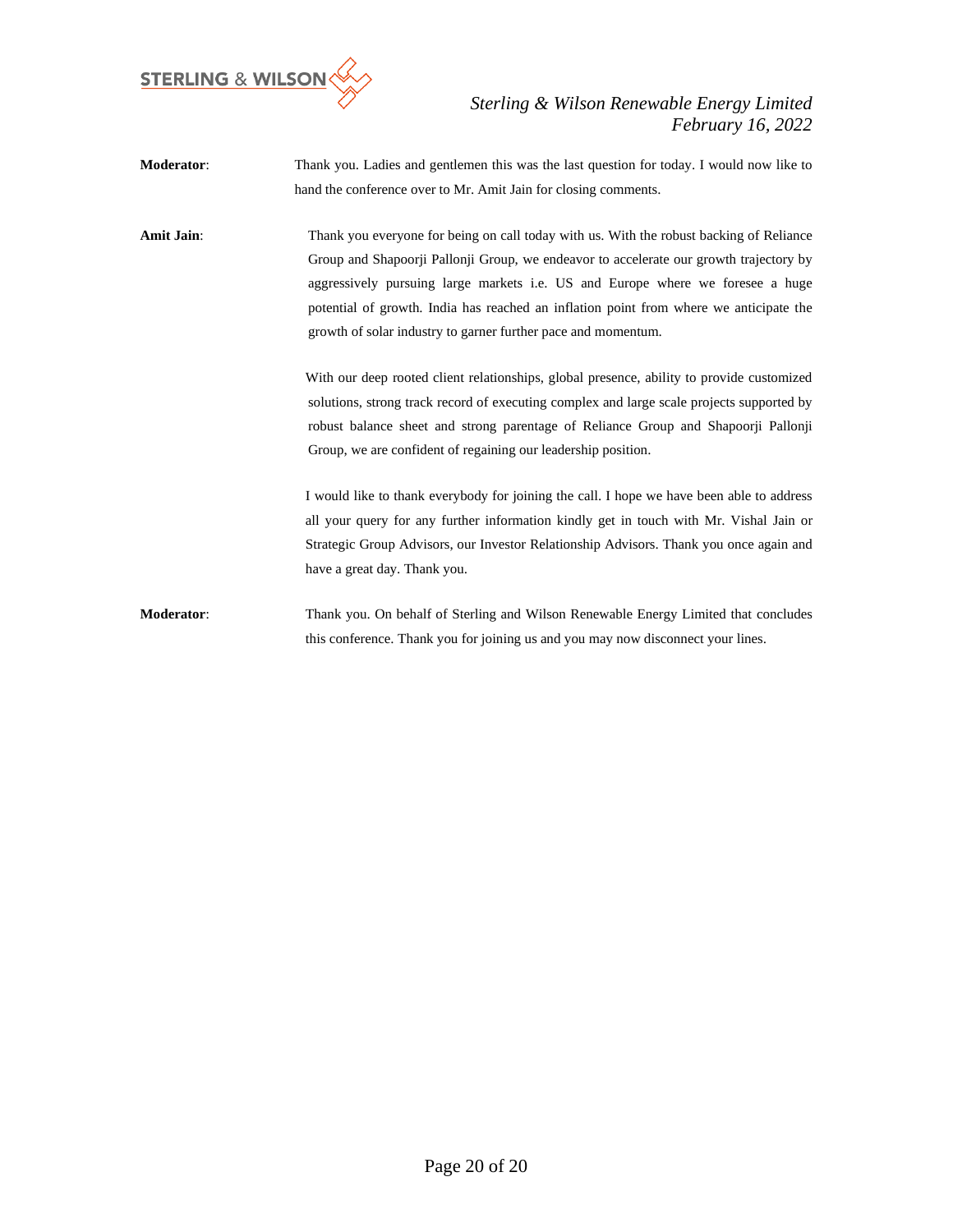**Moderator**: Thank you. Ladies and gentlemen this was the last question for today. I would now like to hand the conference over to Mr. Amit Jain for closing comments.

**Amit Jain**: Thank you everyone for being on call today with us. With the robust backing of Reliance Group and Shapoorji Pallonji Group, we endeavor to accelerate our growth trajectory by aggressively pursuing large markets i.e. US and Europe where we foresee a huge potential of growth. India has reached an inflation point from where we anticipate the growth of solar industry to garner further pace and momentum.

With our deep rooted client relationships, global presence, ability to provide customized solutions, strong track record of executing complex and large scale projects supported by robust balance sheet and strong parentage of Reliance Group and Shapoorji Pallonji Group, we are confident of regaining our leadership position.

I would like to thank everybody for joining the call. I hope we have been able to address all your query for any further information kindly get in touch with Mr. Vishal Jain or Strategic Group Advisors, our Investor Relationship Advisors. Thank you once again and have a great day. Thank you.

**Moderator**: Thank you. On behalf of Sterling and Wilson Renewable Energy Limited that concludes this conference. Thank you for joining us and you may now disconnect your lines.